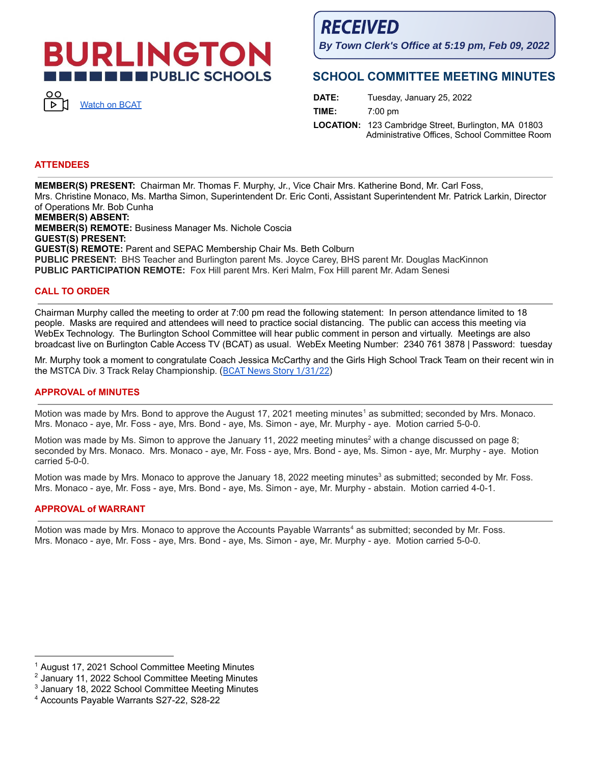**BURLINGTON PUBLIC SCHOOLS**

Watch on BCAT

**RECEIVED**
*By Town Clerk's Office at 5:19 pm, Feb 09, 2022*

## SCHOOL COMMITTEE MEETING MINUTES

**DATE:** Tuesday, January 25, 2022
**TIME:** 7:00 pm
**LOCATION:** 123 Cambridge Street, Burlington, MA 01803
Administrative Offices, School Committee Room

### ATTENDEES

**MEMBER(S) PRESENT:** Chairman Mr. Thomas F. Murphy, Jr., Vice Chair Mrs. Katherine Bond, Mr. Carl Foss, Mrs. Christine Monaco, Ms. Martha Simon, Superintendent Dr. Eric Conti, Assistant Superintendent Mr. Patrick Larkin, Director of Operations Mr. Bob Cunha
**MEMBER(S) ABSENT:**
**MEMBER(S) REMOTE:** Business Manager Ms. Nichole Coscia
**GUEST(S) PRESENT:**
**GUEST(S) REMOTE:** Parent and SEPAC Membership Chair Ms. Beth Colburn
**PUBLIC PRESENT:** BHS Teacher and Burlington parent Ms. Joyce Carey, BHS parent Mr. Douglas MacKinnon
**PUBLIC PARTICIPATION REMOTE:** Fox Hill parent Mrs. Keri Malm, Fox Hill parent Mr. Adam Senesi

### CALL TO ORDER

Chairman Murphy called the meeting to order at 7:00 pm read the following statement: In person attendance limited to 18 people. Masks are required and attendees will need to practice social distancing. The public can access this meeting via WebEx Technology. The Burlington School Committee will hear public comment in person and virtually. Meetings are also broadcast live on Burlington Cable Access TV (BCAT) as usual. WebEx Meeting Number: 2340 761 3878 | Password: tuesday

Mr. Murphy took a moment to congratulate Coach Jessica McCarthy and the Girls High School Track Team on their recent win in the MSTCA Div. 3 Track Relay Championship. (BCAT News Story 1/31/22)

### APPROVAL of MINUTES

Motion was made by Mrs. Bond to approve the August 17, 2021 meeting minutes[1] as submitted; seconded by Mrs. Monaco. Mrs. Monaco - aye, Mr. Foss - aye, Mrs. Bond - aye, Ms. Simon - aye, Mr. Murphy - aye. Motion carried 5-0-0.

Motion was made by Ms. Simon to approve the January 11, 2022 meeting minutes[2] with a change discussed on page 8; seconded by Mrs. Monaco. Mrs. Monaco - aye, Mr. Foss - aye, Mrs. Bond - aye, Ms. Simon - aye, Mr. Murphy - aye. Motion carried 5-0-0.

Motion was made by Mrs. Monaco to approve the January 18, 2022 meeting minutes[3] as submitted; seconded by Mr. Foss. Mrs. Monaco - aye, Mr. Foss - aye, Mrs. Bond - aye, Ms. Simon - aye, Mr. Murphy - abstain. Motion carried 4-0-1.

### APPROVAL of WARRANT

Motion was made by Mrs. Monaco to approve the Accounts Payable Warrants[4] as submitted; seconded by Mr. Foss. Mrs. Monaco - aye, Mr. Foss - aye, Mrs. Bond - aye, Ms. Simon - aye, Mr. Murphy - aye. Motion carried 5-0-0.

---

[1] August 17, 2021 School Committee Meeting Minutes
[2] January 11, 2022 School Committee Meeting Minutes
[3] January 18, 2022 School Committee Meeting Minutes
[4] Accounts Payable Warrants S27-22, S28-22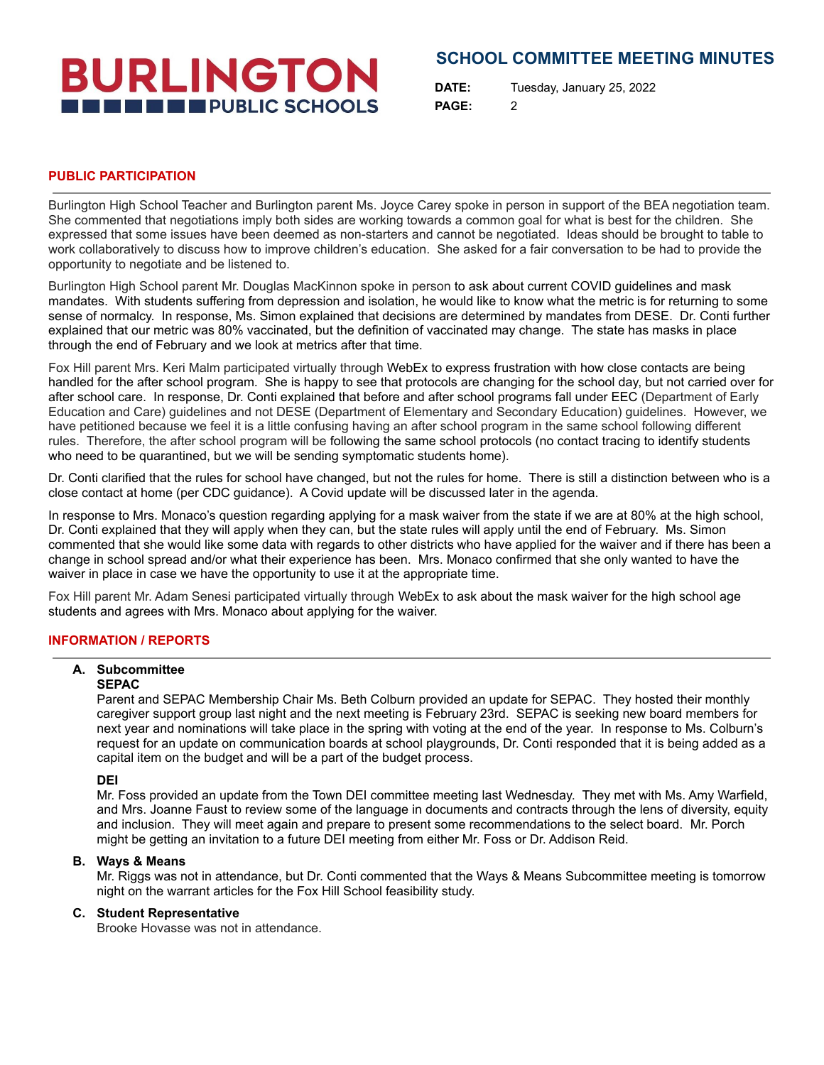## PUBLIC PARTICIPATION

Burlington High School Teacher and Burlington parent Ms. Joyce Carey spoke in person in support of the BEA negotiation team. She commented that negotiations imply both sides are working towards a common goal for what is best for the children. She expressed that some issues have been deemed as non-starters and cannot be negotiated. Ideas should be brought to table to work collaboratively to discuss how to improve children's education. She asked for a fair conversation to be had to provide the opportunity to negotiate and be listened to.

Burlington High School parent Mr. Douglas MacKinnon spoke in person to ask about current COVID guidelines and mask mandates. With students suffering from depression and isolation, he would like to know what the metric is for returning to some sense of normalcy. In response, Ms. Simon explained that decisions are determined by mandates from DESE. Dr. Conti further explained that our metric was 80% vaccinated, but the definition of vaccinated may change. The state has masks in place through the end of February and we look at metrics after that time.

Fox Hill parent Mrs. Keri Malm participated virtually through WebEx to express frustration with how close contacts are being handled for the after school program. She is happy to see that protocols are changing for the school day, but not carried over for after school care. In response, Dr. Conti explained that before and after school programs fall under EEC (Department of Early Education and Care) guidelines and not DESE (Department of Elementary and Secondary Education) guidelines. However, we have petitioned because we feel it is a little confusing having an after school program in the same school following different rules. Therefore, the after school program will be following the same school protocols (no contact tracing to identify students who need to be quarantined, but we will be sending symptomatic students home).

Dr. Conti clarified that the rules for school have changed, but not the rules for home. There is still a distinction between who is a close contact at home (per CDC guidance). A Covid update will be discussed later in the agenda.

In response to Mrs. Monaco's question regarding applying for a mask waiver from the state if we are at 80% at the high school, Dr. Conti explained that they will apply when they can, but the state rules will apply until the end of February. Ms. Simon commented that she would like some data with regards to other districts who have applied for the waiver and if there has been a change in school spread and/or what their experience has been. Mrs. Monaco confirmed that she only wanted to have the waiver in place in case we have the opportunity to use it at the appropriate time.

Fox Hill parent Mr. Adam Senesi participated virtually through WebEx to ask about the mask waiver for the high school age students and agrees with Mrs. Monaco about applying for the waiver.

## INFORMATION / REPORTS

**A. Subcommittee**

**SEPAC**

Parent and SEPAC Membership Chair Ms. Beth Colburn provided an update for SEPAC. They hosted their monthly caregiver support group last night and the next meeting is February 23rd. SEPAC is seeking new board members for next year and nominations will take place in the spring with voting at the end of the year. In response to Ms. Colburn's request for an update on communication boards at school playgrounds, Dr. Conti responded that it is being added as a capital item on the budget and will be a part of the budget process.

**DEI**

Mr. Foss provided an update from the Town DEI committee meeting last Wednesday. They met with Ms. Amy Warfield, and Mrs. Joanne Faust to review some of the language in documents and contracts through the lens of diversity, equity and inclusion. They will meet again and prepare to present some recommendations to the select board. Mr. Porch might be getting an invitation to a future DEI meeting from either Mr. Foss or Dr. Addison Reid.

**B. Ways & Means**

Mr. Riggs was not in attendance, but Dr. Conti commented that the Ways & Means Subcommittee meeting is tomorrow night on the warrant articles for the Fox Hill School feasibility study.

**C. Student Representative**

Brooke Hovasse was not in attendance.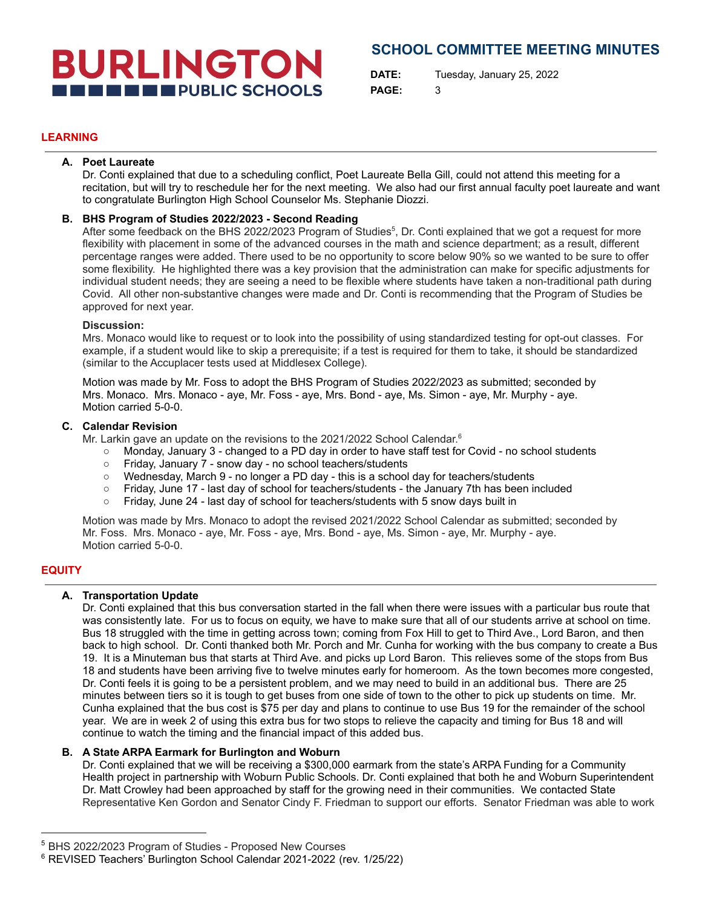## LEARNING

**A. Poet Laureate**

Dr. Conti explained that due to a scheduling conflict, Poet Laureate Bella Gill, could not attend this meeting for a recitation, but will try to reschedule her for the next meeting. We also had our first annual faculty poet laureate and want to congratulate Burlington High School Counselor Ms. Stephanie Diozzi.

**B. BHS Program of Studies 2022/2023 - Second Reading**

After some feedback on the BHS 2022/2023 Program of Studies[5], Dr. Conti explained that we got a request for more flexibility with placement in some of the advanced courses in the math and science department; as a result, different percentage ranges were added. There used to be no opportunity to score below 90% so we wanted to be sure to offer some flexibility. He highlighted there was a key provision that the administration can make for specific adjustments for individual student needs; they are seeing a need to be flexible where students have taken a non-traditional path during Covid. All other non-substantive changes were made and Dr. Conti is recommending that the Program of Studies be approved for next year.

**Discussion:**

Mrs. Monaco would like to request or to look into the possibility of using standardized testing for opt-out classes. For example, if a student would like to skip a prerequisite; if a test is required for them to take, it should be standardized (similar to the Accuplacer tests used at Middlesex College).

Motion was made by Mr. Foss to adopt the BHS Program of Studies 2022/2023 as submitted; seconded by Mrs. Monaco. Mrs. Monaco - aye, Mr. Foss - aye, Mrs. Bond - aye, Ms. Simon - aye, Mr. Murphy - aye. Motion carried 5-0-0.

**C. Calendar Revision**

Mr. Larkin gave an update on the revisions to the 2021/2022 School Calendar.[6]

- Monday, January 3 - changed to a PD day in order to have staff test for Covid - no school students
- Friday, January 7 - snow day - no school teachers/students
- Wednesday, March 9 - no longer a PD day - this is a school day for teachers/students
- Friday, June 17 - last day of school for teachers/students - the January 7th has been included
- Friday, June 24 - last day of school for teachers/students with 5 snow days built in

Motion was made by Mrs. Monaco to adopt the revised 2021/2022 School Calendar as submitted; seconded by Mr. Foss. Mrs. Monaco - aye, Mr. Foss - aye, Mrs. Bond - aye, Ms. Simon - aye, Mr. Murphy - aye. Motion carried 5-0-0.

## EQUITY

**A. Transportation Update**

Dr. Conti explained that this bus conversation started in the fall when there were issues with a particular bus route that was consistently late. For us to focus on equity, we have to make sure that all of our students arrive at school on time. Bus 18 struggled with the time in getting across town; coming from Fox Hill to get to Third Ave., Lord Baron, and then back to high school. Dr. Conti thanked both Mr. Porch and Mr. Cunha for working with the bus company to create a Bus 19. It is a Minuteman bus that starts at Third Ave. and picks up Lord Baron. This relieves some of the stops from Bus 18 and students have been arriving five to twelve minutes early for homeroom. As the town becomes more congested, Dr. Conti feels it is going to be a persistent problem, and we may need to build in an additional bus. There are 25 minutes between tiers so it is tough to get buses from one side of town to the other to pick up students on time. Mr. Cunha explained that the bus cost is $75 per day and plans to continue to use Bus 19 for the remainder of the school year. We are in week 2 of using this extra bus for two stops to relieve the capacity and timing for Bus 18 and will continue to watch the timing and the financial impact of this added bus.

**B. A State ARPA Earmark for Burlington and Woburn**

Dr. Conti explained that we will be receiving a $300,000 earmark from the state's ARPA Funding for a Community Health project in partnership with Woburn Public Schools. Dr. Conti explained that both he and Woburn Superintendent Dr. Matt Crowley had been approached by staff for the growing need in their communities. We contacted State Representative Ken Gordon and Senator Cindy F. Friedman to support our efforts. Senator Friedman was able to work

---

[5] BHS 2022/2023 Program of Studies - Proposed New Courses

[6] REVISED Teachers' Burlington School Calendar 2021-2022 (rev. 1/25/22)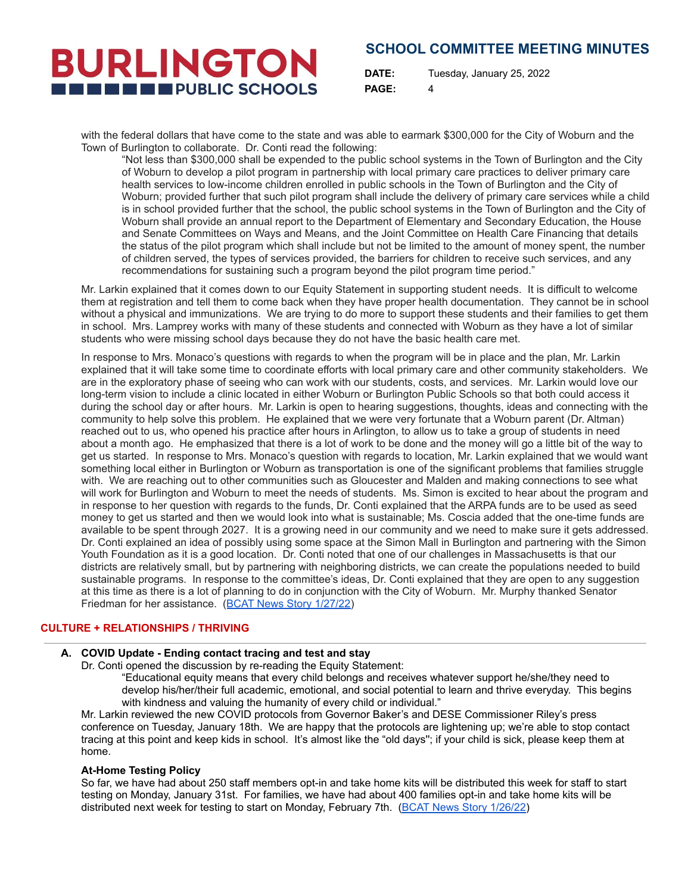with the federal dollars that have come to the state and was able to earmark $300,000 for the City of Woburn and the Town of Burlington to collaborate. Dr. Conti read the following:

> "Not less than $300,000 shall be expended to the public school systems in the Town of Burlington and the City of Woburn to develop a pilot program in partnership with local primary care practices to deliver primary care health services to low-income children enrolled in public schools in the Town of Burlington and the City of Woburn; provided further that such pilot program shall include the delivery of primary care services while a child is in school provided further that the school, the public school systems in the Town of Burlington and the City of Woburn shall provide an annual report to the Department of Elementary and Secondary Education, the House and Senate Committees on Ways and Means, and the Joint Committee on Health Care Financing that details the status of the pilot program which shall include but not be limited to the amount of money spent, the number of children served, the types of services provided, the barriers for children to receive such services, and any recommendations for sustaining such a program beyond the pilot program time period."

Mr. Larkin explained that it comes down to our Equity Statement in supporting student needs. It is difficult to welcome them at registration and tell them to come back when they have proper health documentation. They cannot be in school without a physical and immunizations. We are trying to do more to support these students and their families to get them in school. Mrs. Lamprey works with many of these students and connected with Woburn as they have a lot of similar students who were missing school days because they do not have the basic health care met.

In response to Mrs. Monaco's questions with regards to when the program will be in place and the plan, Mr. Larkin explained that it will take some time to coordinate efforts with local primary care and other community stakeholders. We are in the exploratory phase of seeing who can work with our students, costs, and services. Mr. Larkin would love our long-term vision to include a clinic located in either Woburn or Burlington Public Schools so that both could access it during the school day or after hours. Mr. Larkin is open to hearing suggestions, thoughts, ideas and connecting with the community to help solve this problem. He explained that we were very fortunate that a Woburn parent (Dr. Altman) reached out to us, who opened his practice after hours in Arlington, to allow us to take a group of students in need about a month ago. He emphasized that there is a lot of work to be done and the money will go a little bit of the way to get us started. In response to Mrs. Monaco's question with regards to location, Mr. Larkin explained that we would want something local either in Burlington or Woburn as transportation is one of the significant problems that families struggle with. We are reaching out to other communities such as Gloucester and Malden and making connections to see what will work for Burlington and Woburn to meet the needs of students. Ms. Simon is excited to hear about the program and in response to her question with regards to the funds, Dr. Conti explained that the ARPA funds are to be used as seed money to get us started and then we would look into what is sustainable; Ms. Coscia added that the one-time funds are available to be spent through 2027. It is a growing need in our community and we need to make sure it gets addressed. Dr. Conti explained an idea of possibly using some space at the Simon Mall in Burlington and partnering with the Simon Youth Foundation as it is a good location. Dr. Conti noted that one of our challenges in Massachusetts is that our districts are relatively small, but by partnering with neighboring districts, we can create the populations needed to build sustainable programs. In response to the committee's ideas, Dr. Conti explained that they are open to any suggestion at this time as there is a lot of planning to do in conjunction with the City of Woburn. Mr. Murphy thanked Senator Friedman for her assistance. (BCAT News Story 1/27/22)

## CULTURE + RELATIONSHIPS / THRIVING

### A. COVID Update - Ending contact tracing and test and stay

Dr. Conti opened the discussion by re-reading the Equity Statement:

> "Educational equity means that every child belongs and receives whatever support he/she/they need to develop his/her/their full academic, emotional, and social potential to learn and thrive everyday. This begins with kindness and valuing the humanity of every child or individual."

Mr. Larkin reviewed the new COVID protocols from Governor Baker's and DESE Commissioner Riley's press conference on Tuesday, January 18th. We are happy that the protocols are lightening up; we're able to stop contact tracing at this point and keep kids in school. It's almost like the "old days"; if your child is sick, please keep them at home.

**At-Home Testing Policy**

So far, we have had about 250 staff members opt-in and take home kits will be distributed this week for staff to start testing on Monday, January 31st. For families, we have had about 400 families opt-in and take home kits will be distributed next week for testing to start on Monday, February 7th. (BCAT News Story 1/26/22)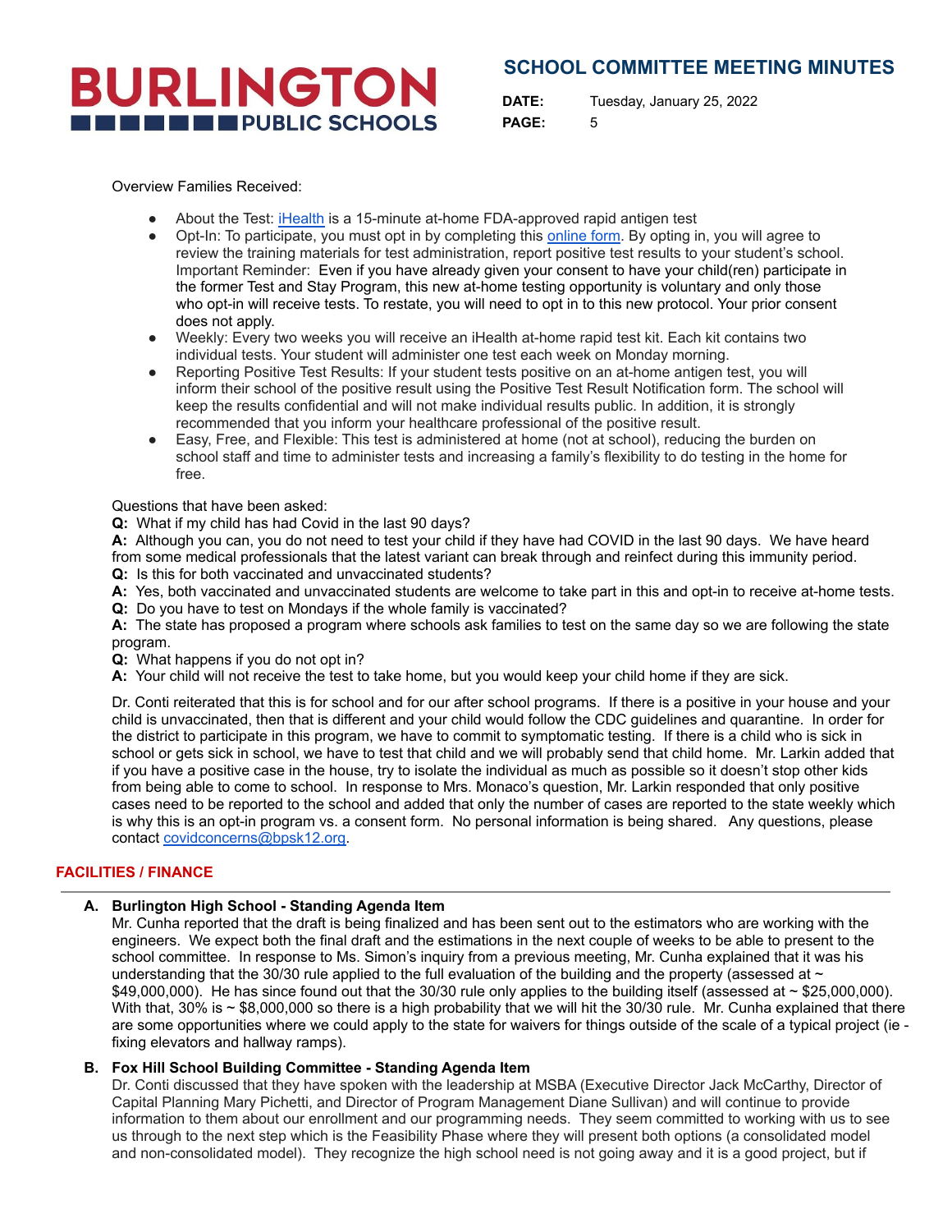Overview Families Received:

- About the Test: iHealth is a 15-minute at-home FDA-approved rapid antigen test
- Opt-In: To participate, you must opt in by completing this online form. By opting in, you will agree to review the training materials for test administration, report positive test results to your student's school. Important Reminder: Even if you have already given your consent to have your child(ren) participate in the former Test and Stay Program, this new at-home testing opportunity is voluntary and only those who opt-in will receive tests. To restate, you will need to opt in to this new protocol. Your prior consent does not apply.
- Weekly: Every two weeks you will receive an iHealth at-home rapid test kit. Each kit contains two individual tests. Your student will administer one test each week on Monday morning.
- Reporting Positive Test Results: If your student tests positive on an at-home antigen test, you will inform their school of the positive result using the Positive Test Result Notification form. The school will keep the results confidential and will not make individual results public. In addition, it is strongly recommended that you inform your healthcare professional of the positive result.
- Easy, Free, and Flexible: This test is administered at home (not at school), reducing the burden on school staff and time to administer tests and increasing a family's flexibility to do testing in the home for free.

Questions that have been asked:

**Q:** What if my child has had Covid in the last 90 days?
**A:** Although you can, you do not need to test your child if they have had COVID in the last 90 days. We have heard from some medical professionals that the latest variant can break through and reinfect during this immunity period.
**Q:** Is this for both vaccinated and unvaccinated students?
**A:** Yes, both vaccinated and unvaccinated students are welcome to take part in this and opt-in to receive at-home tests.
**Q:** Do you have to test on Mondays if the whole family is vaccinated?
**A:** The state has proposed a program where schools ask families to test on the same day so we are following the state program.
**Q:** What happens if you do not opt in?
**A:** Your child will not receive the test to take home, but you would keep your child home if they are sick.

Dr. Conti reiterated that this is for school and for our after school programs. If there is a positive in your house and your child is unvaccinated, then that is different and your child would follow the CDC guidelines and quarantine. In order for the district to participate in this program, we have to commit to symptomatic testing. If there is a child who is sick in school or gets sick in school, we have to test that child and we will probably send that child home. Mr. Larkin added that if you have a positive case in the house, try to isolate the individual as much as possible so it doesn't stop other kids from being able to come to school. In response to Mrs. Monaco's question, Mr. Larkin responded that only positive cases need to be reported to the school and added that only the number of cases are reported to the state weekly which is why this is an opt-in program vs. a consent form. No personal information is being shared. Any questions, please contact covidconcerns@bpsk12.org.

## FACILITIES / FINANCE

**A. Burlington High School - Standing Agenda Item**

Mr. Cunha reported that the draft is being finalized and has been sent out to the estimators who are working with the engineers. We expect both the final draft and the estimations in the next couple of weeks to be able to present to the school committee. In response to Ms. Simon's inquiry from a previous meeting, Mr. Cunha explained that it was his understanding that the 30/30 rule applied to the full evaluation of the building and the property (assessed at ~ $49,000,000). He has since found out that the 30/30 rule only applies to the building itself (assessed at ~ $25,000,000). With that, 30% is ~ $8,000,000 so there is a high probability that we will hit the 30/30 rule. Mr. Cunha explained that there are some opportunities where we could apply to the state for waivers for things outside of the scale of a typical project (ie - fixing elevators and hallway ramps).

**B. Fox Hill School Building Committee - Standing Agenda Item**

Dr. Conti discussed that they have spoken with the leadership at MSBA (Executive Director Jack McCarthy, Director of Capital Planning Mary Pichetti, and Director of Program Management Diane Sullivan) and will continue to provide information to them about our enrollment and our programming needs. They seem committed to working with us to see us through to the next step which is the Feasibility Phase where they will present both options (a consolidated model and non-consolidated model). They recognize the high school need is not going away and it is a good project, but if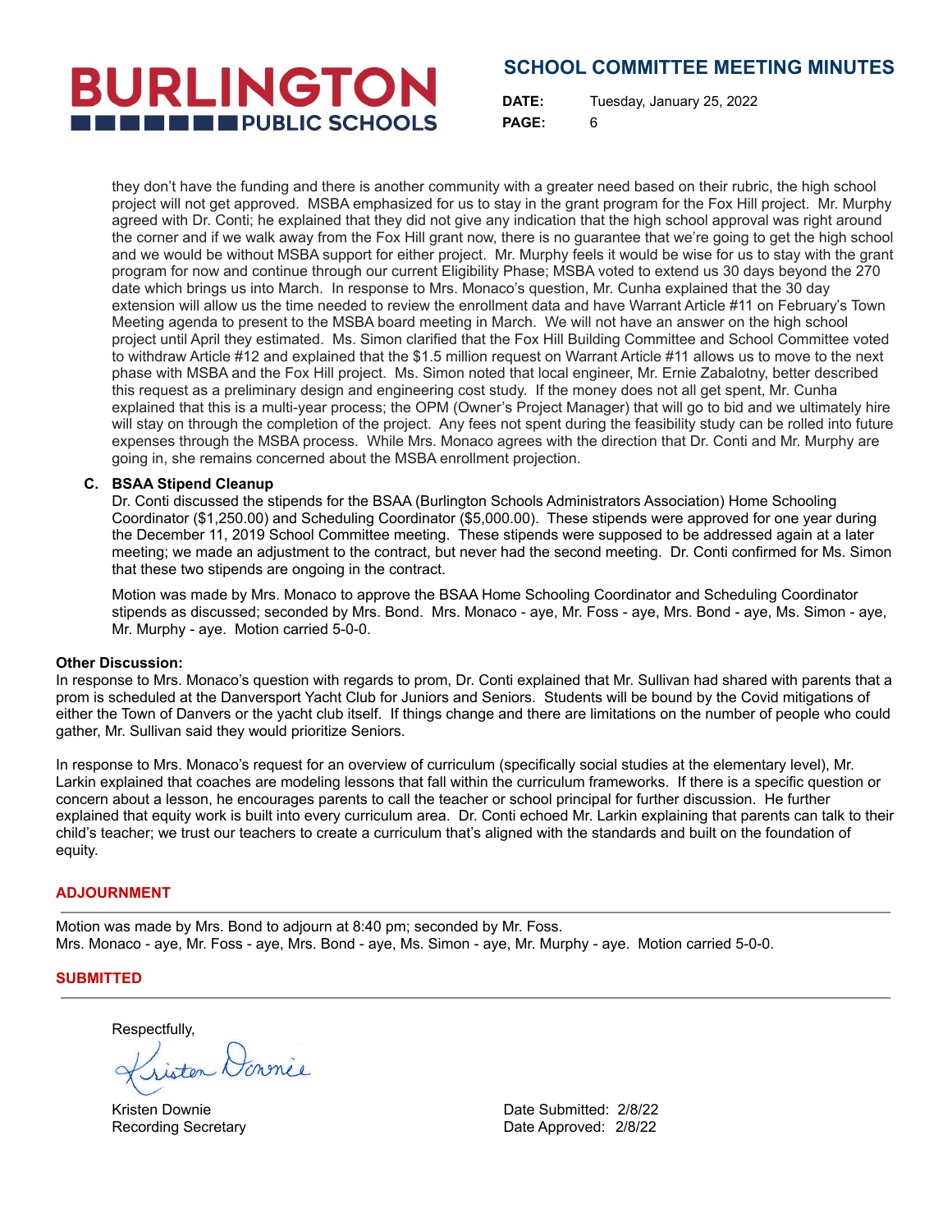they don't have the funding and there is another community with a greater need based on their rubric, the high school project will not get approved. MSBA emphasized for us to stay in the grant program for the Fox Hill project. Mr. Murphy agreed with Dr. Conti; he explained that they did not give any indication that the high school approval was right around the corner and if we walk away from the Fox Hill grant now, there is no guarantee that we're going to get the high school and we would be without MSBA support for either project. Mr. Murphy feels it would be wise for us to stay with the grant program for now and continue through our current Eligibility Phase; MSBA voted to extend us 30 days beyond the 270 date which brings us into March. In response to Mrs. Monaco's question, Mr. Cunha explained that the 30 day extension will allow us the time needed to review the enrollment data and have Warrant Article #11 on February's Town Meeting agenda to present to the MSBA board meeting in March. We will not have an answer on the high school project until April they estimated. Ms. Simon clarified that the Fox Hill Building Committee and School Committee voted to withdraw Article #12 and explained that the $1.5 million request on Warrant Article #11 allows us to move to the next phase with MSBA and the Fox Hill project. Ms. Simon noted that local engineer, Mr. Ernie Zabalotny, better described this request as a preliminary design and engineering cost study. If the money does not all get spent, Mr. Cunha explained that this is a multi-year process; the OPM (Owner's Project Manager) that will go to bid and we ultimately hire will stay on through the completion of the project. Any fees not spent during the feasibility study can be rolled into future expenses through the MSBA process. While Mrs. Monaco agrees with the direction that Dr. Conti and Mr. Murphy are going in, she remains concerned about the MSBA enrollment projection.

**C. BSAA Stipend Cleanup**

Dr. Conti discussed the stipends for the BSAA (Burlington Schools Administrators Association) Home Schooling Coordinator ($1,250.00) and Scheduling Coordinator ($5,000.00). These stipends were approved for one year during the December 11, 2019 School Committee meeting. These stipends were supposed to be addressed again at a later meeting; we made an adjustment to the contract, but never had the second meeting. Dr. Conti confirmed for Ms. Simon that these two stipends are ongoing in the contract.

Motion was made by Mrs. Monaco to approve the BSAA Home Schooling Coordinator and Scheduling Coordinator stipends as discussed; seconded by Mrs. Bond. Mrs. Monaco - aye, Mr. Foss - aye, Mrs. Bond - aye, Ms. Simon - aye, Mr. Murphy - aye. Motion carried 5-0-0.

**Other Discussion:**

In response to Mrs. Monaco's question with regards to prom, Dr. Conti explained that Mr. Sullivan had shared with parents that a prom is scheduled at the Danversport Yacht Club for Juniors and Seniors. Students will be bound by the Covid mitigations of either the Town of Danvers or the yacht club itself. If things change and there are limitations on the number of people who could gather, Mr. Sullivan said they would prioritize Seniors.

In response to Mrs. Monaco's request for an overview of curriculum (specifically social studies at the elementary level), Mr. Larkin explained that coaches are modeling lessons that fall within the curriculum frameworks. If there is a specific question or concern about a lesson, he encourages parents to call the teacher or school principal for further discussion. He further explained that equity work is built into every curriculum area. Dr. Conti echoed Mr. Larkin explaining that parents can talk to their child's teacher; we trust our teachers to create a curriculum that's aligned with the standards and built on the foundation of equity.

## ADJOURNMENT

Motion was made by Mrs. Bond to adjourn at 8:40 pm; seconded by Mr. Foss.
Mrs. Monaco - aye, Mr. Foss - aye, Mrs. Bond - aye, Ms. Simon - aye, Mr. Murphy - aye. Motion carried 5-0-0.

## SUBMITTED

Respectfully,

Kristen Downie

Kristen Downie
Recording Secretary

Date Submitted: 2/8/22
Date Approved: 2/8/22